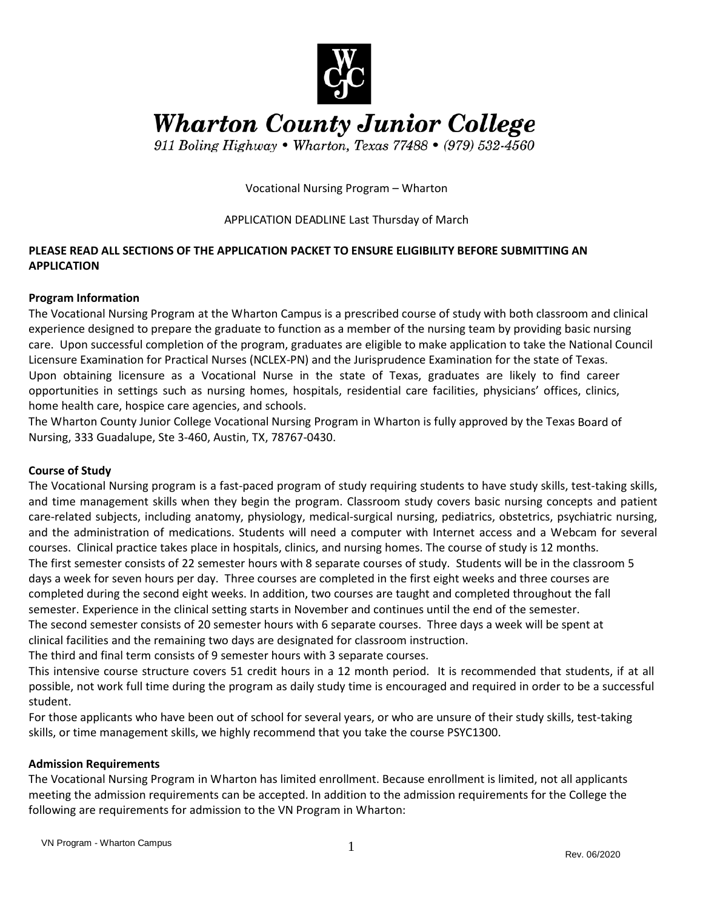# Wharton County Junior College

*911 Boling Highway • Wharton, Texas 77488 • (979) 532-4560*

Vocational Nursing Program – Wharton

APPLICATION DEADLINE Last Thursday of March

**PLEASE READ ALL SECTIONS OF THE APPLICATION PACKET TO ENSURE ELIGIBILITY BEFORE SUBMITTING AN APPLICATION**

## Program Information

The Vocational Nursing Program at the Wharton Campus is a prescribed course of study with both classroom and clinical experience designed to prepare the graduate to function as a member of the nursing team by providing basic nursing care. Upon successful completion of the program, graduates are eligible to make application to take the National Council Licensure Examination for Practical Nurses (NCLEX-PN) and the Jurisprudence Examination for the state of Texas.

Upon obtaining licensure as a Vocational Nurse in the state of Texas, graduates are likely to find career opportunities in settings such as nursing homes, hospitals, residential care facilities, physicians' offices, clinics, home health care, hospice care agencies, and schools.

The Wharton County Junior College Vocational Nursing Program in Wharton is fully approved by the Texas Board of Nursing, 333 Guadalupe, Ste 3-460, Austin, TX, 78767-0430.

## Course of Study

The Vocational Nursing program is a fast-paced program of study requiring students to have study skills, test-taking skills, and time management skills when they begin the program. Classroom study covers basic nursing concepts and patient care-related subjects, including anatomy, physiology, medical-surgical nursing, pediatrics, obstetrics, psychiatric nursing, and the administration of medications. Students will need a computer with Internet access and a Webcam for several courses. Clinical practice takes place in hospitals, clinics, and nursing homes. The course of study is 12 months.

The first semester consists of 22 semester hours with 8 separate courses of study. Students will be in the classroom 5 days a week for seven hours per day. Three courses are completed in the first eight weeks and three courses are completed during the second eight weeks. In addition, two courses are taught and completed throughout the fall semester. Experience in the clinical setting starts in November and continues until the end of the semester.

The second semester consists of 20 semester hours with 6 separate courses. Three days a week will be spent at clinical facilities and the remaining two days are designated for classroom instruction.

The third and final term consists of 9 semester hours with 3 separate courses.

This intensive course structure covers 51 credit hours in a 12 month period. It is recommended that students, if at all possible, not work full time during the program as daily study time is encouraged and required in order to be a successful student.

For those applicants who have been out of school for several years, or who are unsure of their study skills, test-taking skills, or time management skills, we highly recommend that you take the course PSYC1300.

## Admission Requirements

The Vocational Nursing Program in Wharton has limited enrollment. Because enrollment is limited, not all applicants meeting the admission requirements can be accepted. In addition to the admission requirements for the College the following are requirements for admission to the VN Program in Wharton: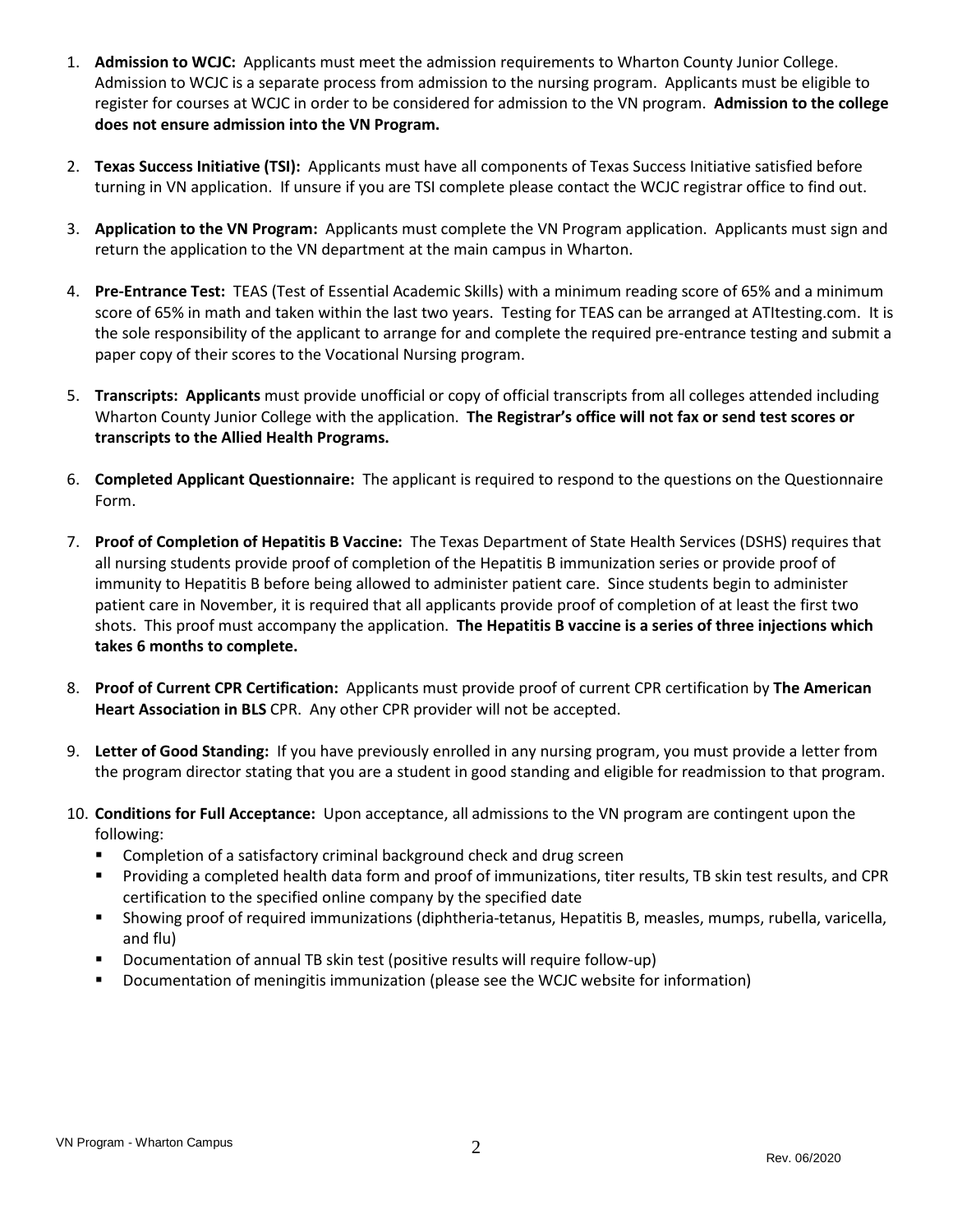1. **Admission to WCJC:** Applicants must meet the admission requirements to Wharton County Junior College. Admission to WCJC is a separate process from admission to the nursing program. Applicants must be eligible to register for courses at WCJC in order to be considered for admission to the VN program. **Admission to the college does not ensure admission into the VN Program.**

2. **Texas Success Initiative (TSI):** Applicants must have all components of Texas Success Initiative satisfied before turning in VN application. If unsure if you are TSI complete please contact the WCJC registrar office to find out.

3. **Application to the VN Program:** Applicants must complete the VN Program application. Applicants must sign and return the application to the VN department at the main campus in Wharton.

4. **Pre-Entrance Test:** TEAS (Test of Essential Academic Skills) with a minimum reading score of 65% and a minimum score of 65% in math and taken within the last two years. Testing for TEAS can be arranged at ATItesting.com. It is the sole responsibility of the applicant to arrange for and complete the required pre-entrance testing and submit a paper copy of their scores to the Vocational Nursing program.

5. **Transcripts: Applicants** must provide unofficial or copy of official transcripts from all colleges attended including Wharton County Junior College with the application. **The Registrar's office will not fax or send test scores or transcripts to the Allied Health Programs.**

6. **Completed Applicant Questionnaire:** The applicant is required to respond to the questions on the Questionnaire Form.

7. **Proof of Completion of Hepatitis B Vaccine:** The Texas Department of State Health Services (DSHS) requires that all nursing students provide proof of completion of the Hepatitis B immunization series or provide proof of immunity to Hepatitis B before being allowed to administer patient care. Since students begin to administer patient care in November, it is required that all applicants provide proof of completion of at least the first two shots. This proof must accompany the application. **The Hepatitis B vaccine is a series of three injections which takes 6 months to complete.**

8. **Proof of Current CPR Certification:** Applicants must provide proof of current CPR certification by **The American Heart Association in BLS** CPR. Any other CPR provider will not be accepted.

9. **Letter of Good Standing:** If you have previously enrolled in any nursing program, you must provide a letter from the program director stating that you are a student in good standing and eligible for readmission to that program.

10. **Conditions for Full Acceptance:** Upon acceptance, all admissions to the VN program are contingent upon the following:
    - Completion of a satisfactory criminal background check and drug screen
    - Providing a completed health data form and proof of immunizations, titer results, TB skin test results, and CPR certification to the specified online company by the specified date
    - Showing proof of required immunizations (diphtheria-tetanus, Hepatitis B, measles, mumps, rubella, varicella, and flu)
    - Documentation of annual TB skin test (positive results will require follow-up)
    - Documentation of meningitis immunization (please see the WCJC website for information)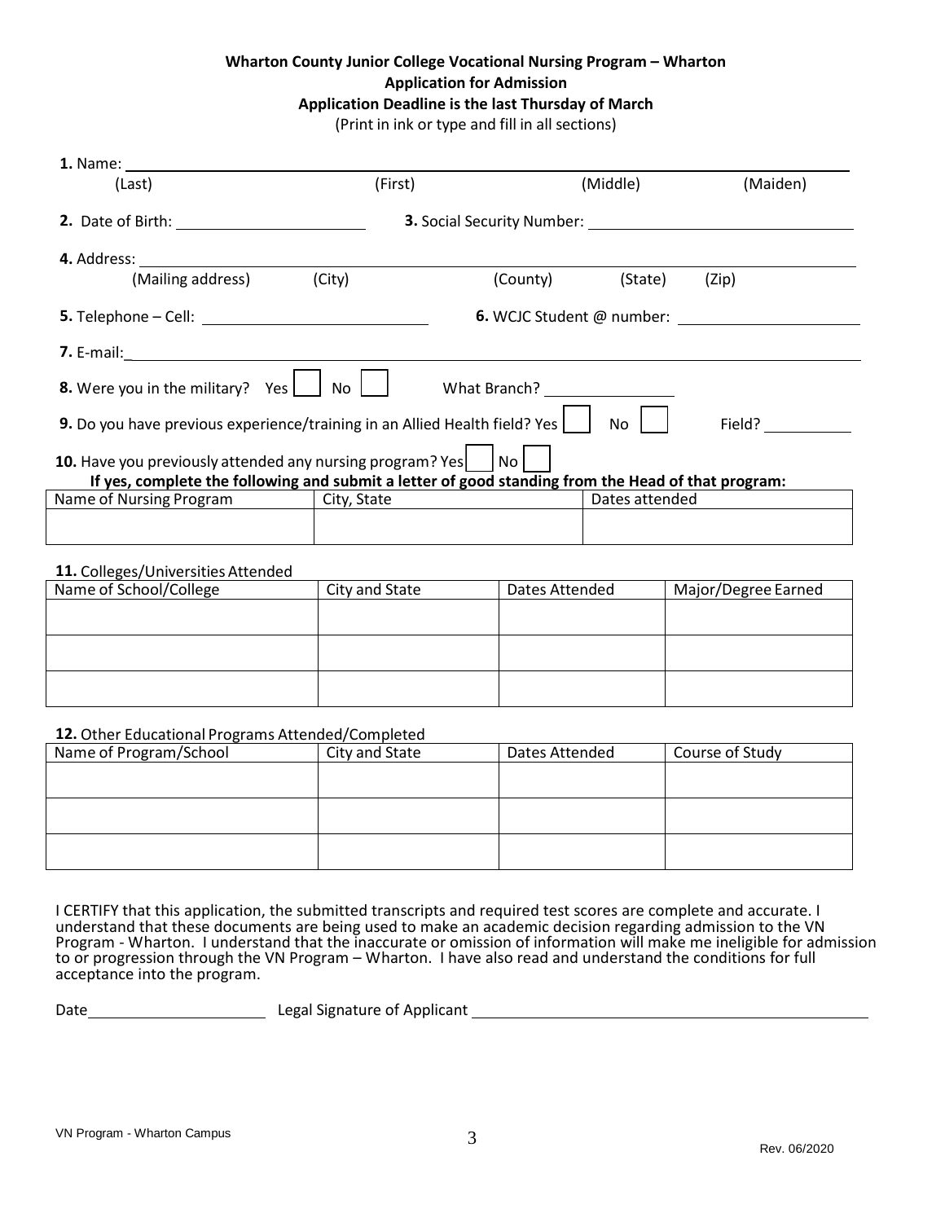**Wharton County Junior College Vocational Nursing Program – Wharton**
**Application for Admission**
**Application Deadline is the last Thursday of March**
(Print in ink or type and fill in all sections)

**1.** Name: ______________________________________________
(Last) (First) (Middle) (Maiden)

**2.** Date of Birth: ____________________ **3.** Social Security Number: ____________________

**4.** Address: ______________________________________________
(Mailing address) (City) (County) (State) (Zip)

**5.** Telephone – Cell: ____________________ **6.** WCJC Student @ number: ____________________

**7.** E-mail: ______________________________________________

**8.** Were you in the military? Yes ☐ No ☐ What Branch? ______________

**9.** Do you have previous experience/training in an Allied Health field? Yes ☐ No ☐ Field? __________

**10.** Have you previously attended any nursing program? Yes ☐ No ☐
**If yes, complete the following and submit a letter of good standing from the Head of that program:**

| Name of Nursing Program | City, State | Dates attended |
|---|---|---|
| | | |

**11.** Colleges/Universities Attended

| Name of School/College | City and State | Dates Attended | Major/Degree Earned |
|---|---|---|---|
| | | | |
| | | | |
| | | | |

**12.** Other Educational Programs Attended/Completed

| Name of Program/School | City and State | Dates Attended | Course of Study |
|---|---|---|---|
| | | | |
| | | | |
| | | | |

I CERTIFY that this application, the submitted transcripts and required test scores are complete and accurate. I understand that these documents are being used to make an academic decision regarding admission to the VN Program - Wharton. I understand that the inaccurate or omission of information will make me ineligible for admission to or progression through the VN Program – Wharton. I have also read and understand the conditions for full acceptance into the program.

Date ____________________ Legal Signature of Applicant ______________________________________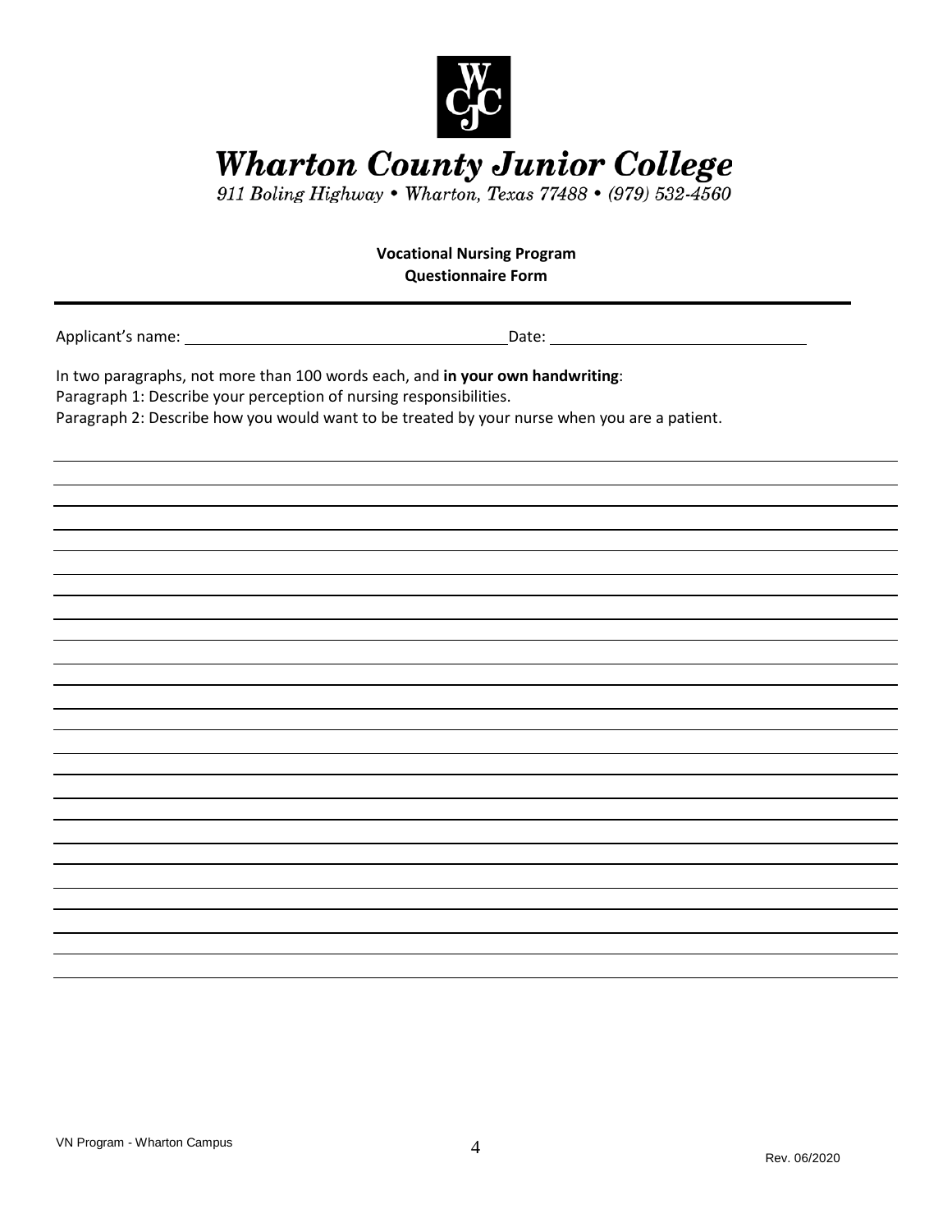# Wharton County Junior College

*911 Boling Highway • Wharton, Texas 77488 • (979) 532-4560*

**Vocational Nursing Program**
**Questionnaire Form**

---

Applicant's name: ______________________________ Date: ______________________

In two paragraphs, not more than 100 words each, and **in your own handwriting**:
Paragraph 1: Describe your perception of nursing responsibilities.
Paragraph 2: Describe how you would want to be treated by your nurse when you are a patient.

VN Program - Wharton Campus

Rev. 06/2020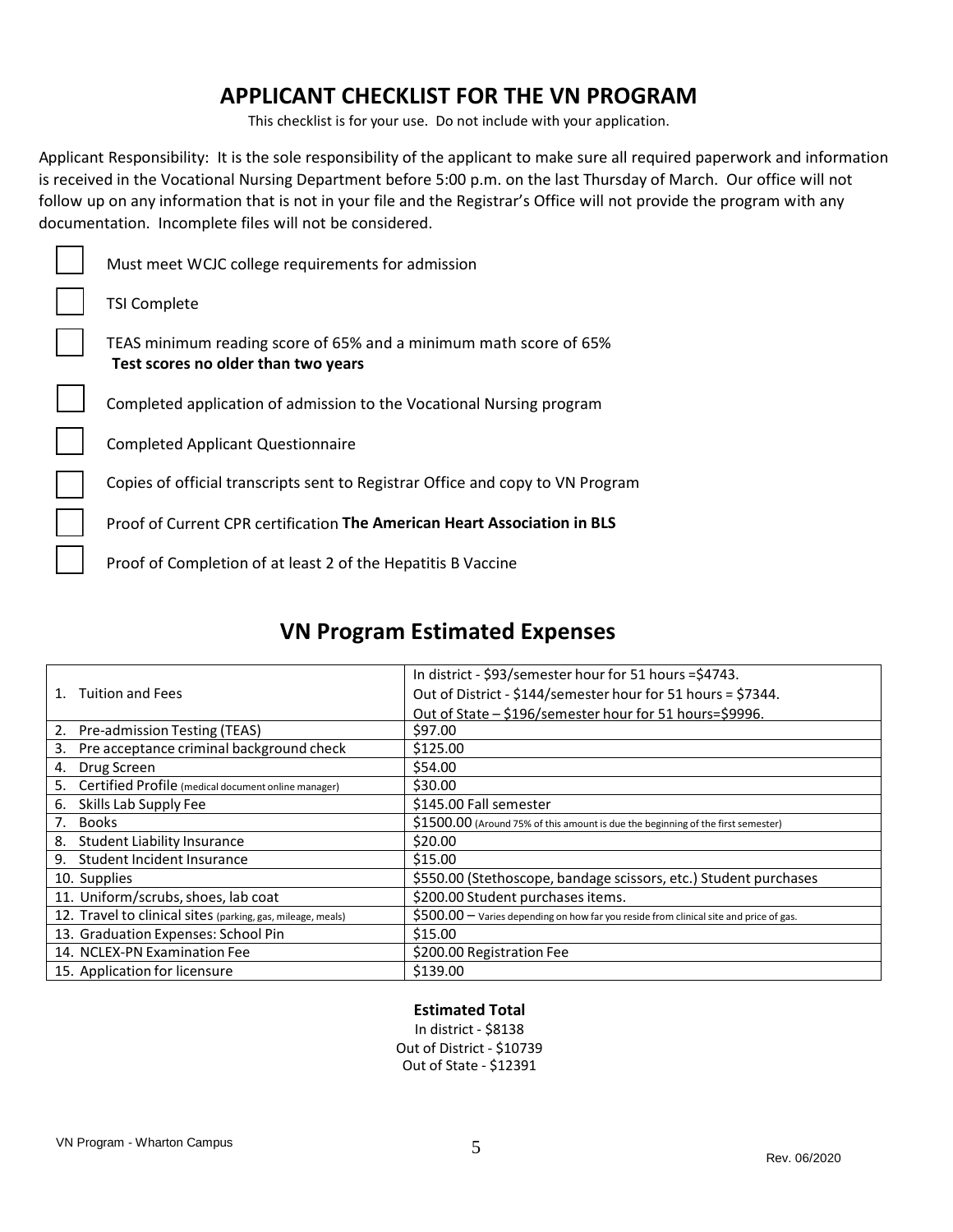## APPLICANT CHECKLIST FOR THE VN PROGRAM

This checklist is for your use. Do not include with your application.

Applicant Responsibility: It is the sole responsibility of the applicant to make sure all required paperwork and information is received in the Vocational Nursing Department before 5:00 p.m. on the last Thursday of March. Our office will not follow up on any information that is not in your file and the Registrar's Office will not provide the program with any documentation. Incomplete files will not be considered.

- [ ] Must meet WCJC college requirements for admission
- [ ] TSI Complete
- [ ] TEAS minimum reading score of 65% and a minimum math score of 65%
  **Test scores no older than two years**
- [ ] Completed application of admission to the Vocational Nursing program
- [ ] Completed Applicant Questionnaire
- [ ] Copies of official transcripts sent to Registrar Office and copy to VN Program
- [ ] Proof of Current CPR certification **The American Heart Association in BLS**
- [ ] Proof of Completion of at least 2 of the Hepatitis B Vaccine

## VN Program Estimated Expenses

| Item | Cost |
|---|---|
| 1. Tuition and Fees | In district - $93/semester hour for 51 hours =$4743.<br>Out of District - $144/semester hour for 51 hours = $7344.<br>Out of State – $196/semester hour for 51 hours=$9996. |
| 2. Pre-admission Testing (TEAS) | $97.00 |
| 3. Pre acceptance criminal background check | $125.00 |
| 4. Drug Screen | $54.00 |
| 5. Certified Profile (medical document online manager) | $30.00 |
| 6. Skills Lab Supply Fee | $145.00 Fall semester |
| 7. Books | $1500.00 (Around 75% of this amount is due the beginning of the first semester) |
| 8. Student Liability Insurance | $20.00 |
| 9. Student Incident Insurance | $15.00 |
| 10. Supplies | $550.00 (Stethoscope, bandage scissors, etc.) Student purchases |
| 11. Uniform/scrubs, shoes, lab coat | $200.00 Student purchases items. |
| 12. Travel to clinical sites (parking, gas, mileage, meals) | $500.00 – Varies depending on how far you reside from clinical site and price of gas. |
| 13. Graduation Expenses: School Pin | $15.00 |
| 14. NCLEX-PN Examination Fee | $200.00 Registration Fee |
| 15. Application for licensure | $139.00 |

**Estimated Total**

In district - $8138
Out of District - $10739
Out of State - $12391

VN Program - Wharton Campus

Rev. 06/2020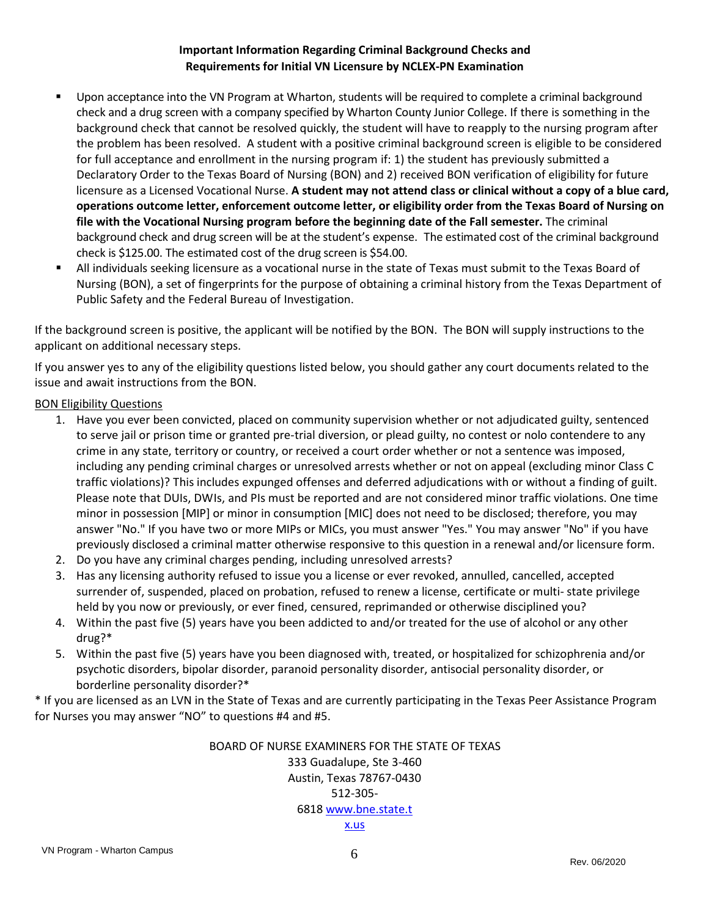**Important Information Regarding Criminal Background Checks and Requirements for Initial VN Licensure by NCLEX-PN Examination**

- Upon acceptance into the VN Program at Wharton, students will be required to complete a criminal background check and a drug screen with a company specified by Wharton County Junior College. If there is something in the background check that cannot be resolved quickly, the student will have to reapply to the nursing program after the problem has been resolved. A student with a positive criminal background screen is eligible to be considered for full acceptance and enrollment in the nursing program if: 1) the student has previously submitted a Declaratory Order to the Texas Board of Nursing (BON) and 2) received BON verification of eligibility for future licensure as a Licensed Vocational Nurse. **A student may not attend class or clinical without a copy of a blue card, operations outcome letter, enforcement outcome letter, or eligibility order from the Texas Board of Nursing on file with the Vocational Nursing program before the beginning date of the Fall semester.** The criminal background check and drug screen will be at the student's expense. The estimated cost of the criminal background check is $125.00. The estimated cost of the drug screen is $54.00.
- All individuals seeking licensure as a vocational nurse in the state of Texas must submit to the Texas Board of Nursing (BON), a set of fingerprints for the purpose of obtaining a criminal history from the Texas Department of Public Safety and the Federal Bureau of Investigation.

If the background screen is positive, the applicant will be notified by the BON. The BON will supply instructions to the applicant on additional necessary steps.

If you answer yes to any of the eligibility questions listed below, you should gather any court documents related to the issue and await instructions from the BON.

BON Eligibility Questions

1. Have you ever been convicted, placed on community supervision whether or not adjudicated guilty, sentenced to serve jail or prison time or granted pre-trial diversion, or plead guilty, no contest or nolo contendere to any crime in any state, territory or country, or received a court order whether or not a sentence was imposed, including any pending criminal charges or unresolved arrests whether or not on appeal (excluding minor Class C traffic violations)? This includes expunged offenses and deferred adjudications with or without a finding of guilt. Please note that DUIs, DWIs, and PIs must be reported and are not considered minor traffic violations. One time minor in possession [MIP] or minor in consumption [MIC] does not need to be disclosed; therefore, you may answer "No." If you have two or more MIPs or MICs, you must answer "Yes." You may answer "No" if you have previously disclosed a criminal matter otherwise responsive to this question in a renewal and/or licensure form.
2. Do you have any criminal charges pending, including unresolved arrests?
3. Has any licensing authority refused to issue you a license or ever revoked, annulled, cancelled, accepted surrender of, suspended, placed on probation, refused to renew a license, certificate or multi- state privilege held by you now or previously, or ever fined, censured, reprimanded or otherwise disciplined you?
4. Within the past five (5) years have you been addicted to and/or treated for the use of alcohol or any other drug?*
5. Within the past five (5) years have you been diagnosed with, treated, or hospitalized for schizophrenia and/or psychotic disorders, bipolar disorder, paranoid personality disorder, antisocial personality disorder, or borderline personality disorder?*

\* If you are licensed as an LVN in the State of Texas and are currently participating in the Texas Peer Assistance Program for Nurses you may answer "NO" to questions #4 and #5.

BOARD OF NURSE EXAMINERS FOR THE STATE OF TEXAS
333 Guadalupe, Ste 3-460
Austin, Texas 78767-0430
512-305-6818 www.bne.state.tx.us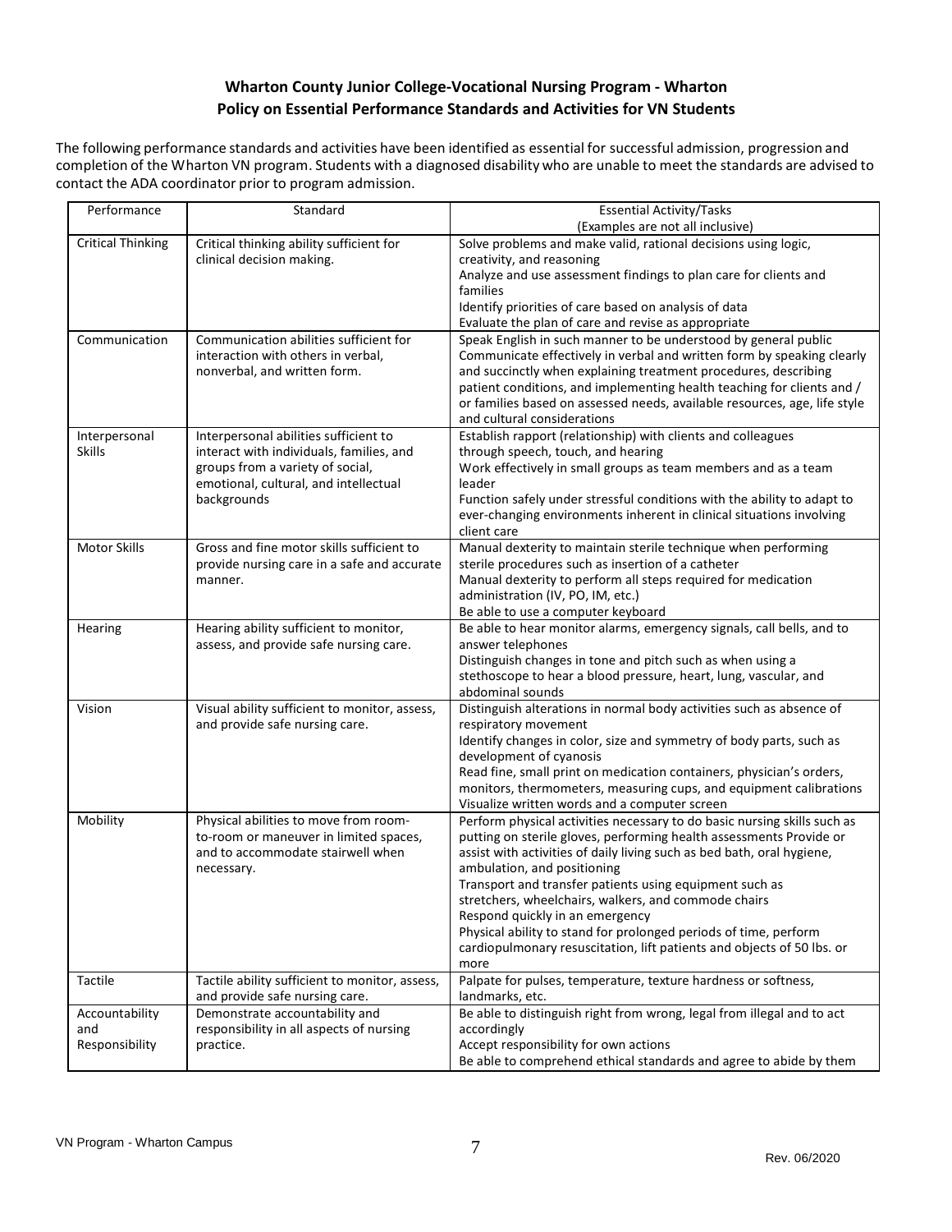**Wharton County Junior College-Vocational Nursing Program - Wharton**
**Policy on Essential Performance Standards and Activities for VN Students**

The following performance standards and activities have been identified as essential for successful admission, progression and completion of the Wharton VN program. Students with a diagnosed disability who are unable to meet the standards are advised to contact the ADA coordinator prior to program admission.

| Performance | Standard | Essential Activity/Tasks (Examples are not all inclusive) |
|---|---|---|
| Critical Thinking | Critical thinking ability sufficient for clinical decision making. | Solve problems and make valid, rational decisions using logic, creativity, and reasoning<br>Analyze and use assessment findings to plan care for clients and families<br>Identify priorities of care based on analysis of data<br>Evaluate the plan of care and revise as appropriate |
| Communication | Communication abilities sufficient for interaction with others in verbal, nonverbal, and written form. | Speak English in such manner to be understood by general public<br>Communicate effectively in verbal and written form by speaking clearly and succinctly when explaining treatment procedures, describing patient conditions, and implementing health teaching for clients and / or families based on assessed needs, available resources, age, life style and cultural considerations |
| Interpersonal Skills | Interpersonal abilities sufficient to interact with individuals, families, and groups from a variety of social, emotional, cultural, and intellectual backgrounds | Establish rapport (relationship) with clients and colleagues through speech, touch, and hearing<br>Work effectively in small groups as team members and as a team leader<br>Function safely under stressful conditions with the ability to adapt to ever-changing environments inherent in clinical situations involving client care |
| Motor Skills | Gross and fine motor skills sufficient to provide nursing care in a safe and accurate manner. | Manual dexterity to maintain sterile technique when performing sterile procedures such as insertion of a catheter<br>Manual dexterity to perform all steps required for medication administration (IV, PO, IM, etc.)<br>Be able to use a computer keyboard |
| Hearing | Hearing ability sufficient to monitor, assess, and provide safe nursing care. | Be able to hear monitor alarms, emergency signals, call bells, and to answer telephones<br>Distinguish changes in tone and pitch such as when using a stethoscope to hear a blood pressure, heart, lung, vascular, and abdominal sounds |
| Vision | Visual ability sufficient to monitor, assess, and provide safe nursing care. | Distinguish alterations in normal body activities such as absence of respiratory movement<br>Identify changes in color, size and symmetry of body parts, such as development of cyanosis<br>Read fine, small print on medication containers, physician's orders, monitors, thermometers, measuring cups, and equipment calibrations<br>Visualize written words and a computer screen |
| Mobility | Physical abilities to move from room-to-room or maneuver in limited spaces, and to accommodate stairwell when necessary. | Perform physical activities necessary to do basic nursing skills such as putting on sterile gloves, performing health assessments Provide or assist with activities of daily living such as bed bath, oral hygiene, ambulation, and positioning<br>Transport and transfer patients using equipment such as stretchers, wheelchairs, walkers, and commode chairs<br>Respond quickly in an emergency<br>Physical ability to stand for prolonged periods of time, perform cardiopulmonary resuscitation, lift patients and objects of 50 lbs. or more |
| Tactile | Tactile ability sufficient to monitor, assess, and provide safe nursing care. | Palpate for pulses, temperature, texture hardness or softness, landmarks, etc. |
| Accountability and Responsibility | Demonstrate accountability and responsibility in all aspects of nursing practice. | Be able to distinguish right from wrong, legal from illegal and to act accordingly<br>Accept responsibility for own actions<br>Be able to comprehend ethical standards and agree to abide by them |